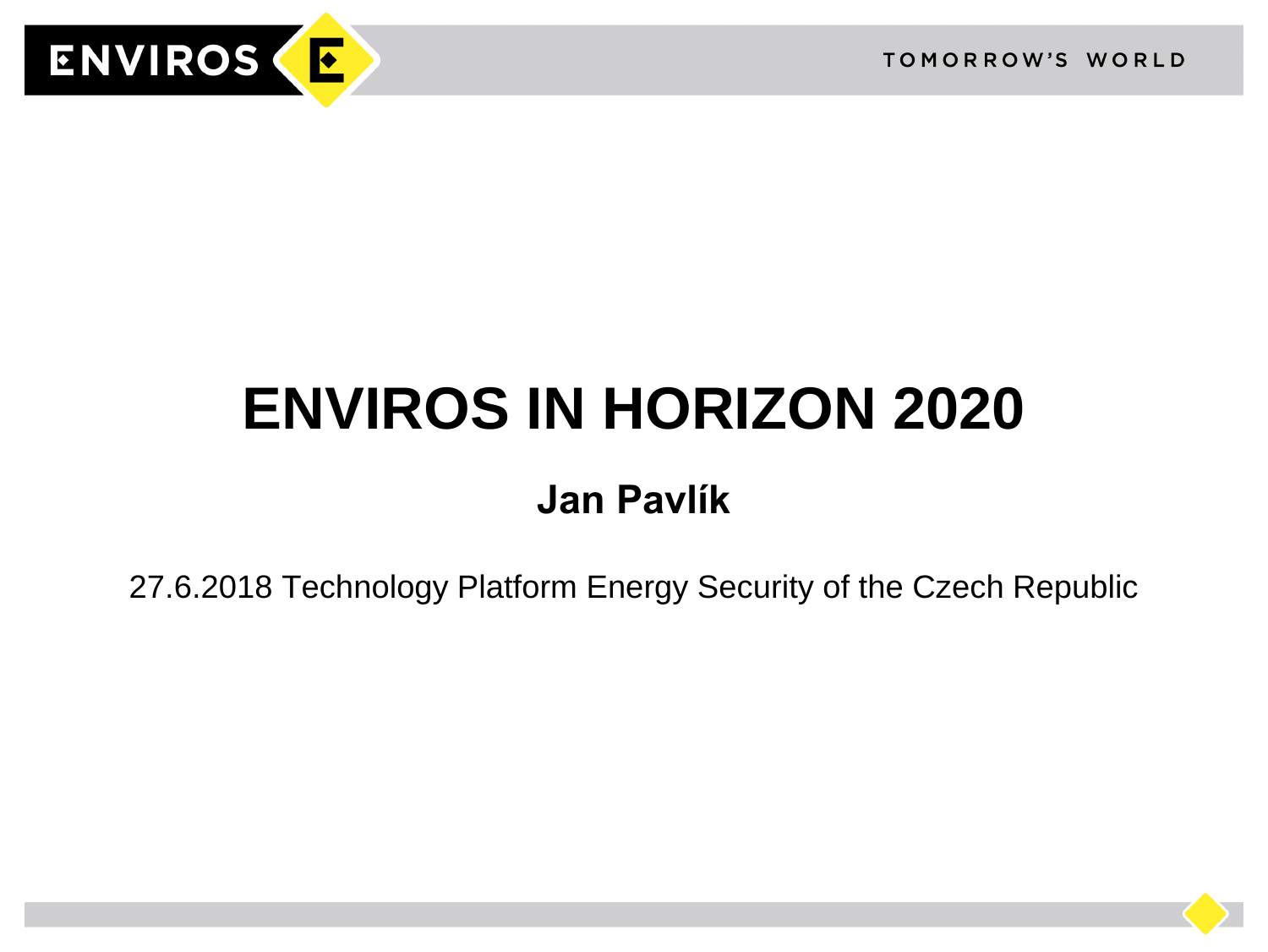# ENVIROS IN HORIZON 2020

**Jan Pavlík**

27.6.2018 Technology Platform Energy Security of the Czech Republic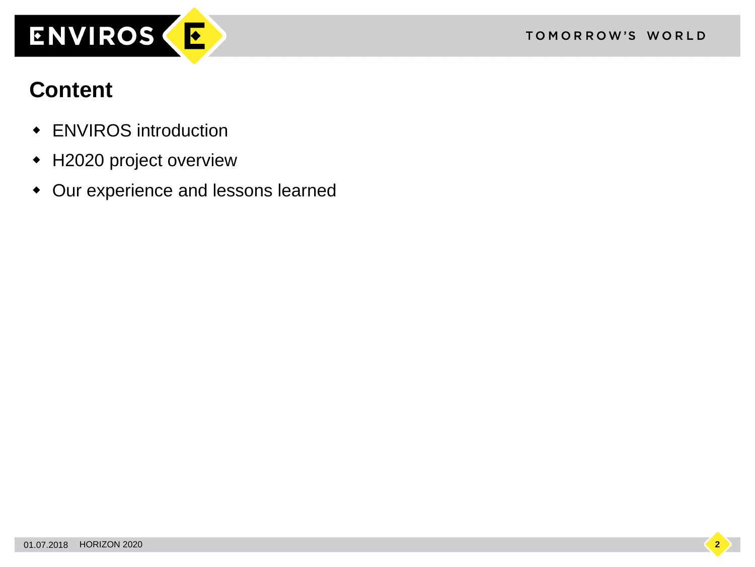## Content

- ENVIROS introduction
- H2020 project overview
- Our experience and lessons learned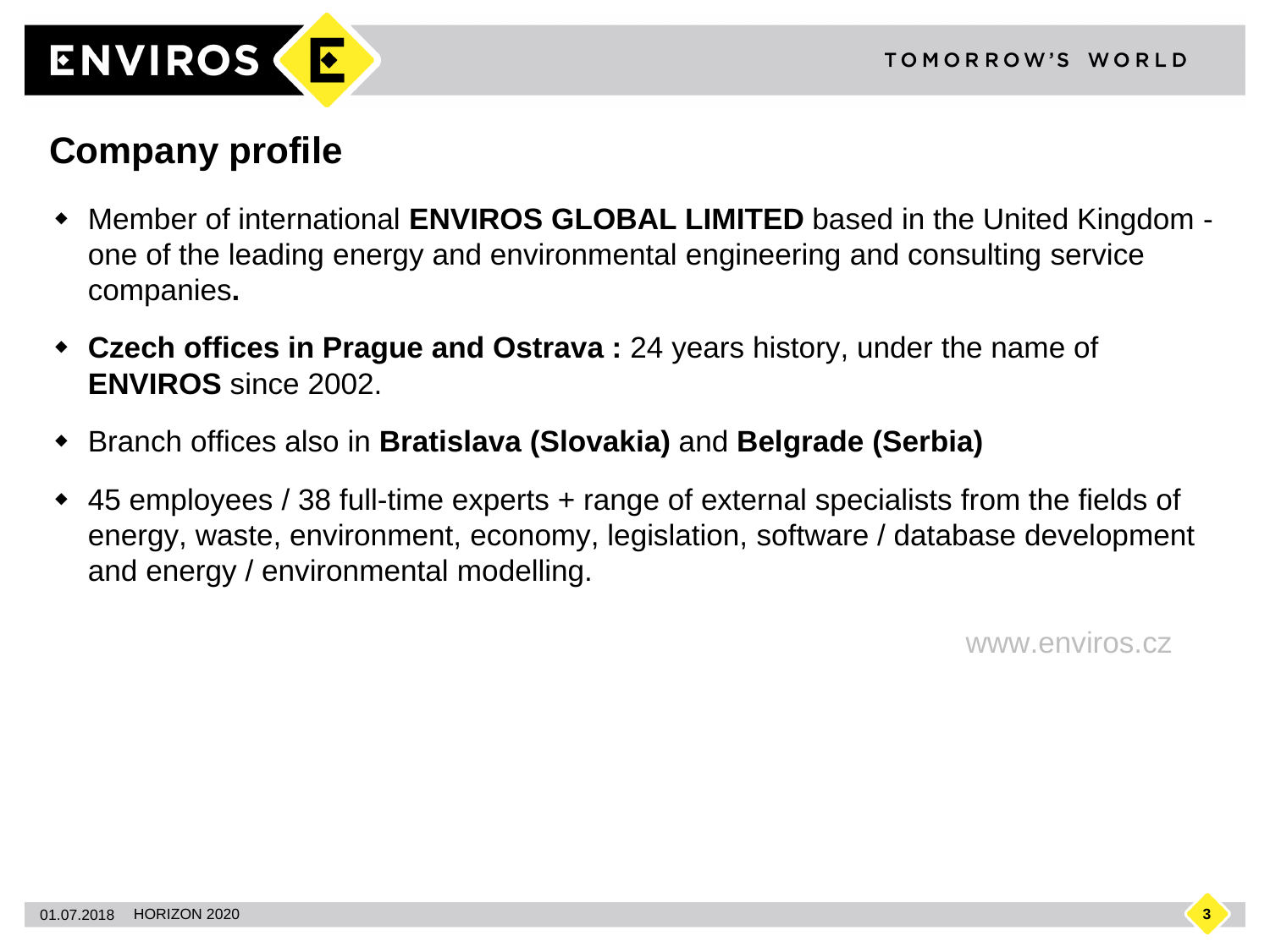## Company profile

- Member of international **ENVIROS GLOBAL LIMITED** based in the United Kingdom - one of the leading energy and environmental engineering and consulting service companies**.**
- **Czech offices in Prague and Ostrava :** 24 years history, under the name of **ENVIROS** since 2002.
- Branch offices also in **Bratislava (Slovakia)** and **Belgrade (Serbia)**
- 45 employees / 38 full-time experts + range of external specialists from the fields of energy, waste, environment, economy, legislation, software / database development and energy / environmental modelling.

www.enviros.cz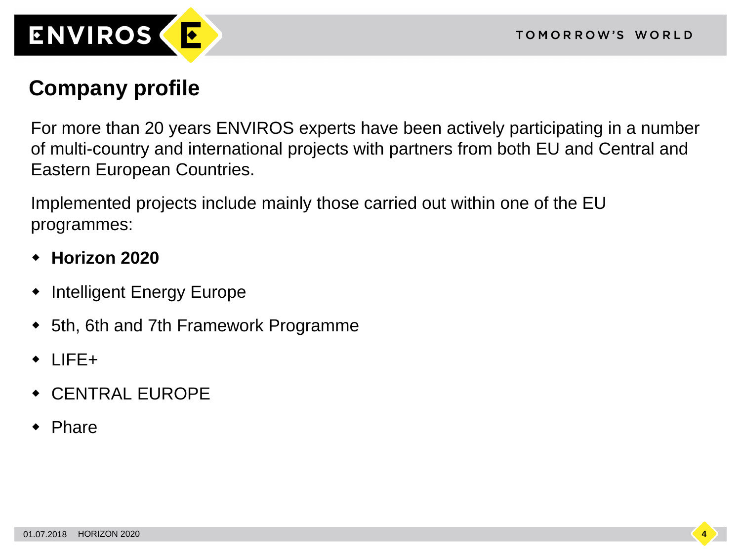## Company profile

For more than 20 years ENVIROS experts have been actively participating in a number of multi-country and international projects with partners from both EU and Central and Eastern European Countries.

Implemented projects include mainly those carried out within one of the EU programmes:

- **Horizon 2020**
- Intelligent Energy Europe
- 5th, 6th and 7th Framework Programme
- LIFE+
- CENTRAL EUROPE
- Phare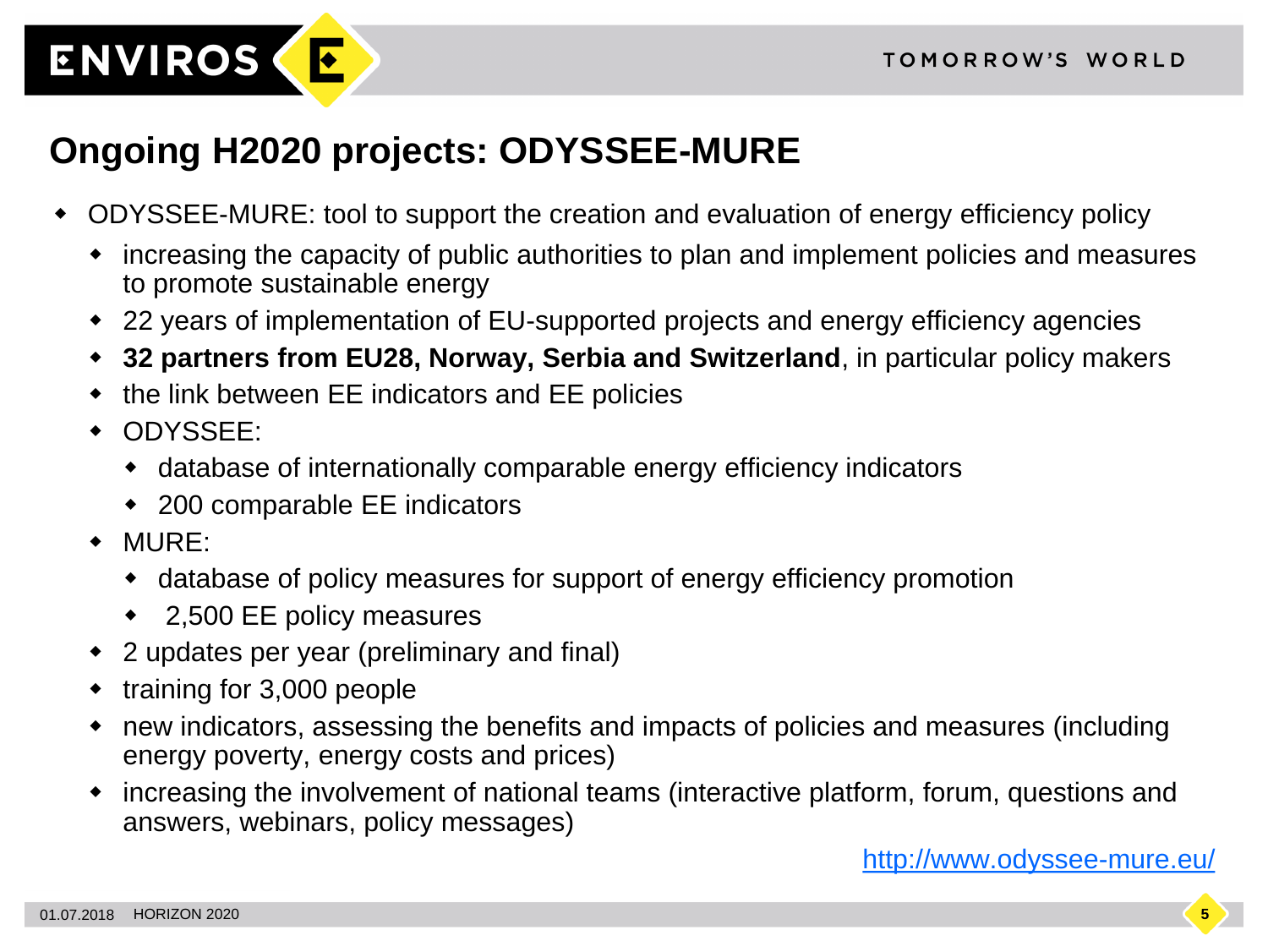## Ongoing H2020 projects: ODYSSEE-MURE

- ODYSSEE-MURE: tool to support the creation and evaluation of energy efficiency policy
  - increasing the capacity of public authorities to plan and implement policies and measures to promote sustainable energy
  - 22 years of implementation of EU-supported projects and energy efficiency agencies
  - **32 partners from EU28, Norway, Serbia and Switzerland**, in particular policy makers
  - the link between EE indicators and EE policies
  - ODYSSEE:
    - database of internationally comparable energy efficiency indicators
    - 200 comparable EE indicators
  - MURE:
    - database of policy measures for support of energy efficiency promotion
    - 2,500 EE policy measures
  - 2 updates per year (preliminary and final)
  - training for 3,000 people
  - new indicators, assessing the benefits and impacts of policies and measures (including energy poverty, energy costs and prices)
  - increasing the involvement of national teams (interactive platform, forum, questions and answers, webinars, policy messages)

http://www.odyssee-mure.eu/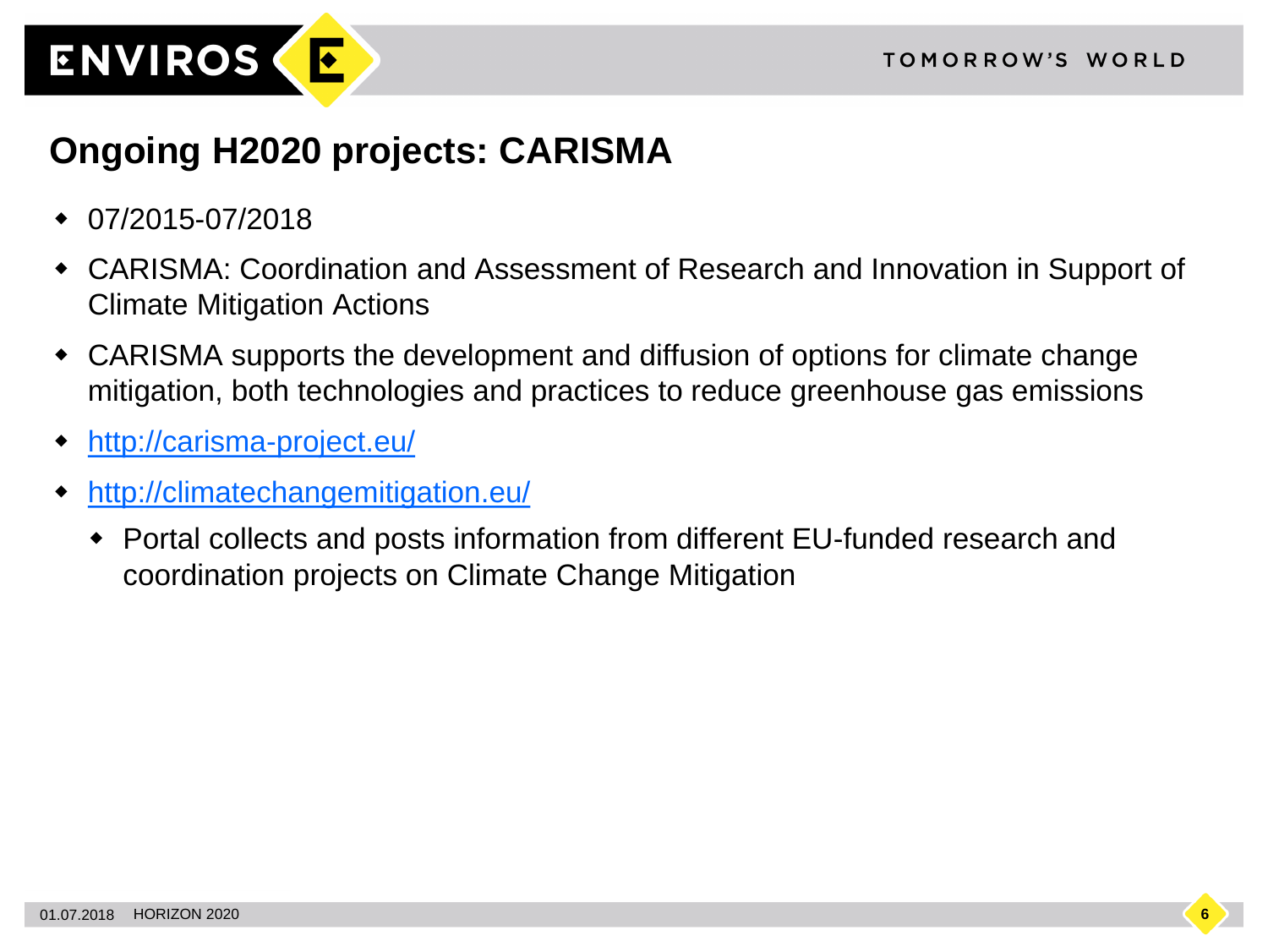# Ongoing H2020 projects: CARISMA

- 07/2015-07/2018
- CARISMA: Coordination and Assessment of Research and Innovation in Support of Climate Mitigation Actions
- CARISMA supports the development and diffusion of options for climate change mitigation, both technologies and practices to reduce greenhouse gas emissions
- http://carisma-project.eu/
- http://climatechangemitigation.eu/
  - Portal collects and posts information from different EU-funded research and coordination projects on Climate Change Mitigation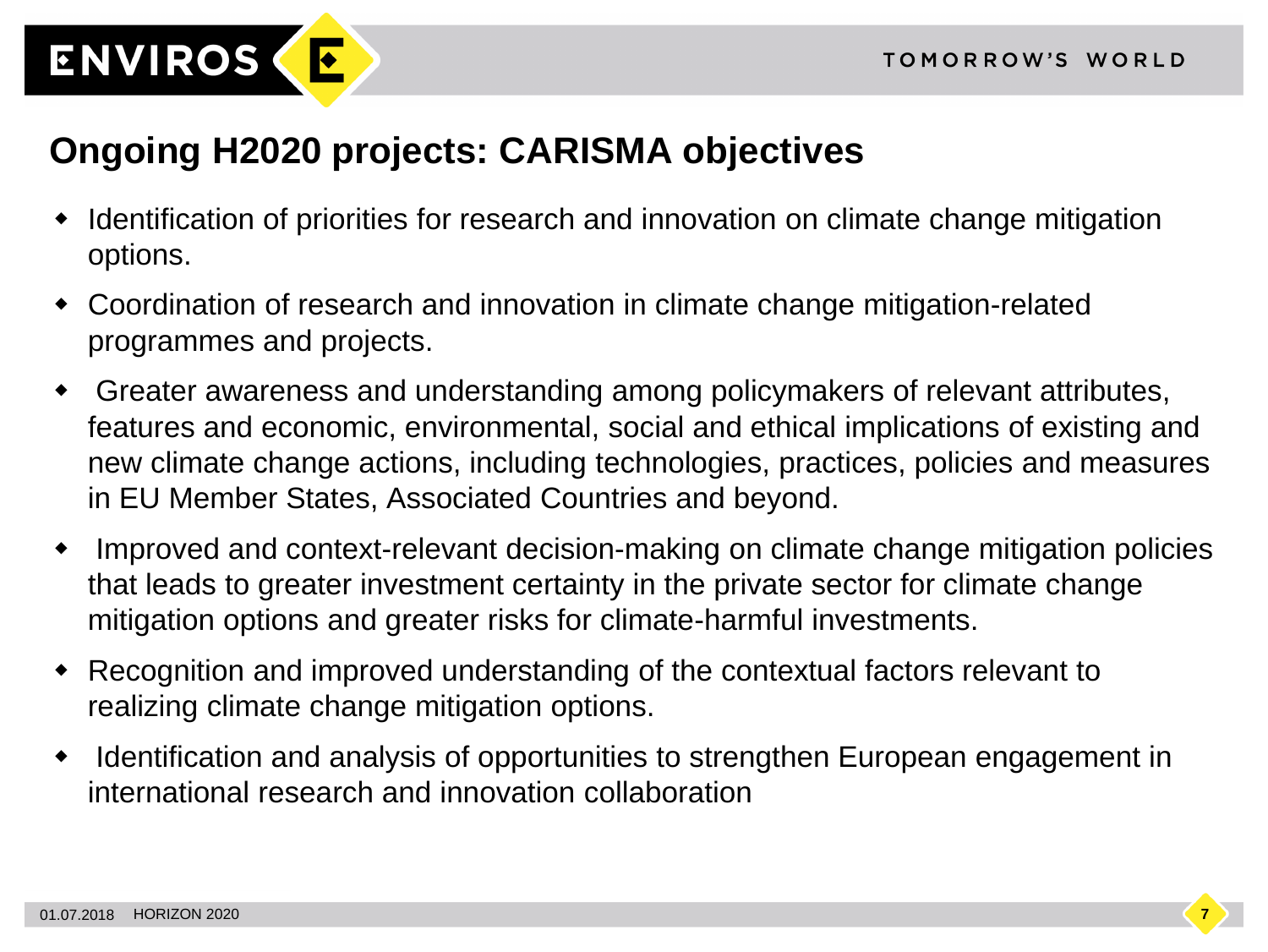## Ongoing H2020 projects: CARISMA objectives

- Identification of priorities for research and innovation on climate change mitigation options.
- Coordination of research and innovation in climate change mitigation-related programmes and projects.
- Greater awareness and understanding among policymakers of relevant attributes, features and economic, environmental, social and ethical implications of existing and new climate change actions, including technologies, practices, policies and measures in EU Member States, Associated Countries and beyond.
- Improved and context-relevant decision-making on climate change mitigation policies that leads to greater investment certainty in the private sector for climate change mitigation options and greater risks for climate-harmful investments.
- Recognition and improved understanding of the contextual factors relevant to realizing climate change mitigation options.
- Identification and analysis of opportunities to strengthen European engagement in international research and innovation collaboration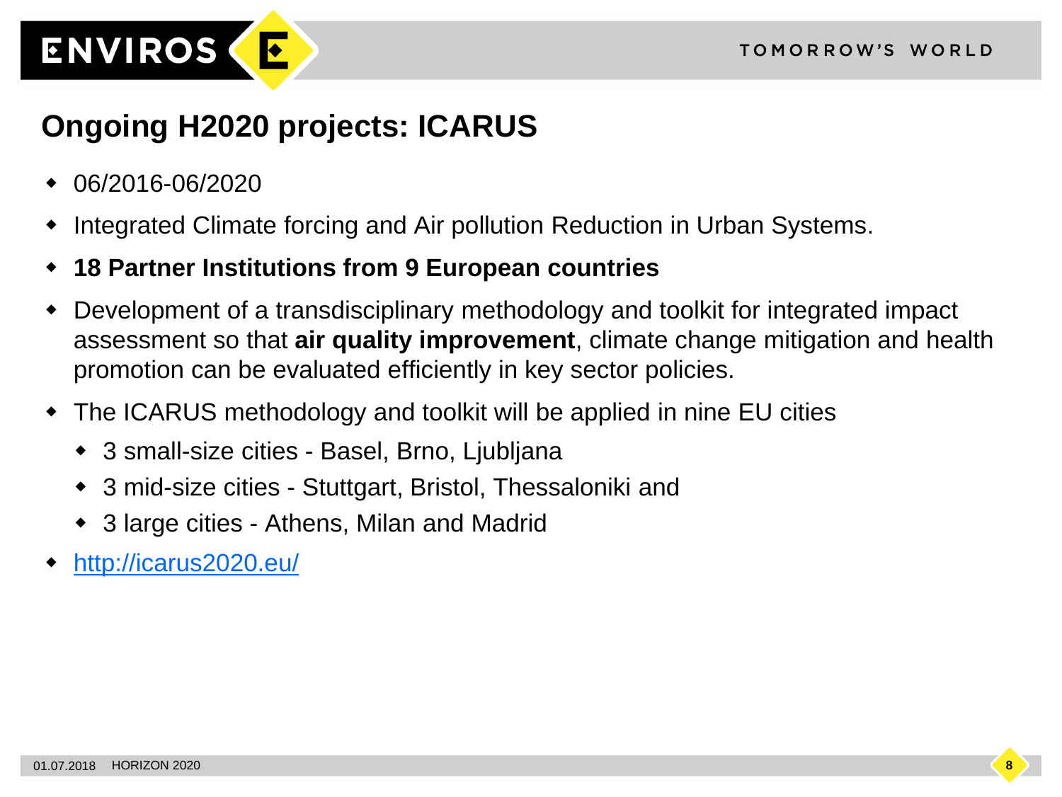## Ongoing H2020 projects: ICARUS

- 06/2016-06/2020
- Integrated Climate forcing and Air pollution Reduction in Urban Systems.
- **18 Partner Institutions from 9 European countries**
- Development of a transdisciplinary methodology and toolkit for integrated impact assessment so that **air quality improvement**, climate change mitigation and health promotion can be evaluated efficiently in key sector policies.
- The ICARUS methodology and toolkit will be applied in nine EU cities
  - 3 small-size cities - Basel, Brno, Ljubljana
  - 3 mid-size cities - Stuttgart, Bristol, Thessaloniki and
  - 3 large cities - Athens, Milan and Madrid
- [http://icarus2020.eu/](http://icarus2020.eu/)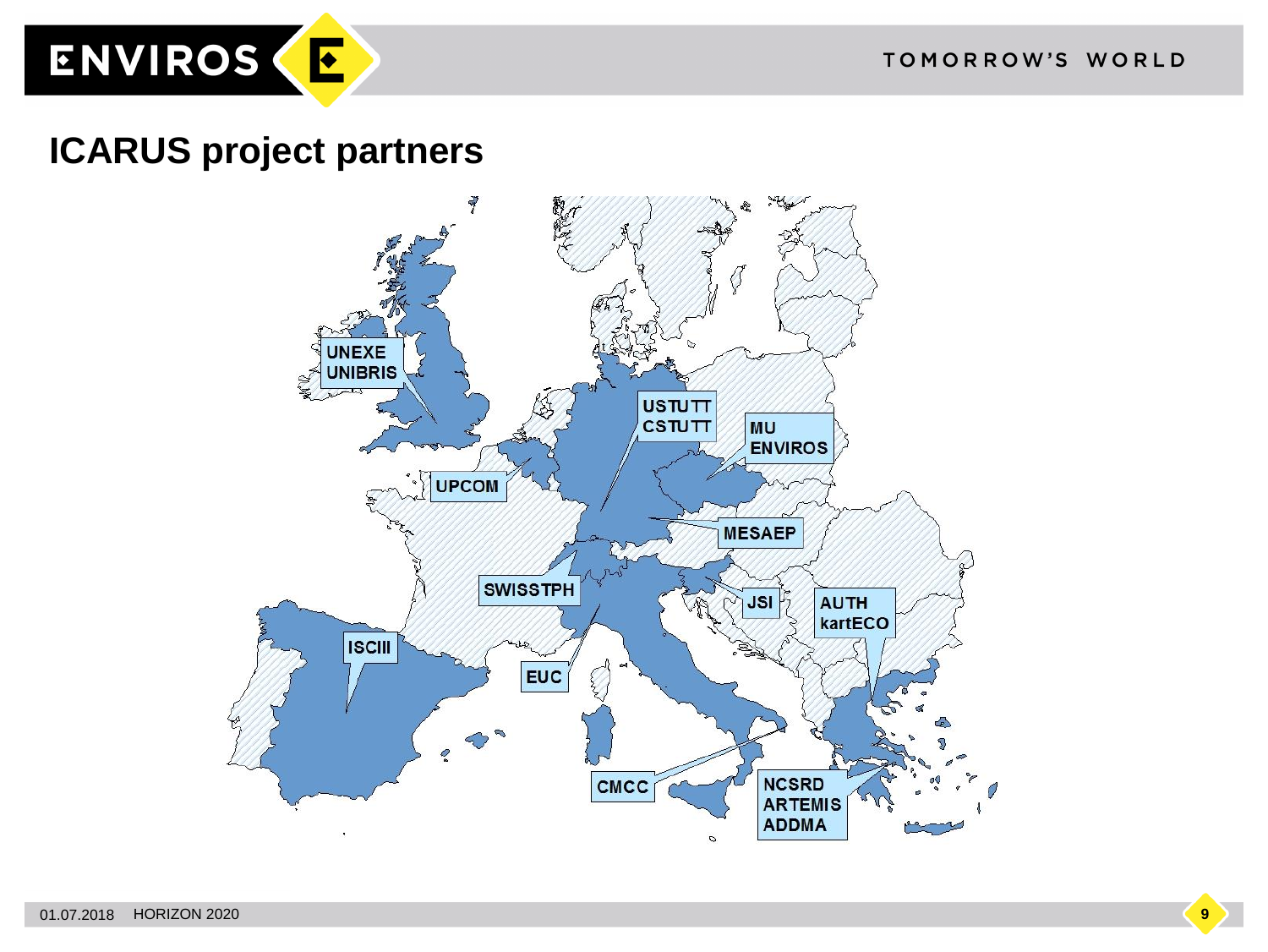# ICARUS project partners

UNEXE
UNIBRIS

USTUTT
CSTUTT

MU
ENVIROS

UPCOM

MESAEP

SWISSTPH

JSI

AUTH
kartECO

ISCIII

EUC

CMCC

NCSRD
ARTEMIS
ADDMA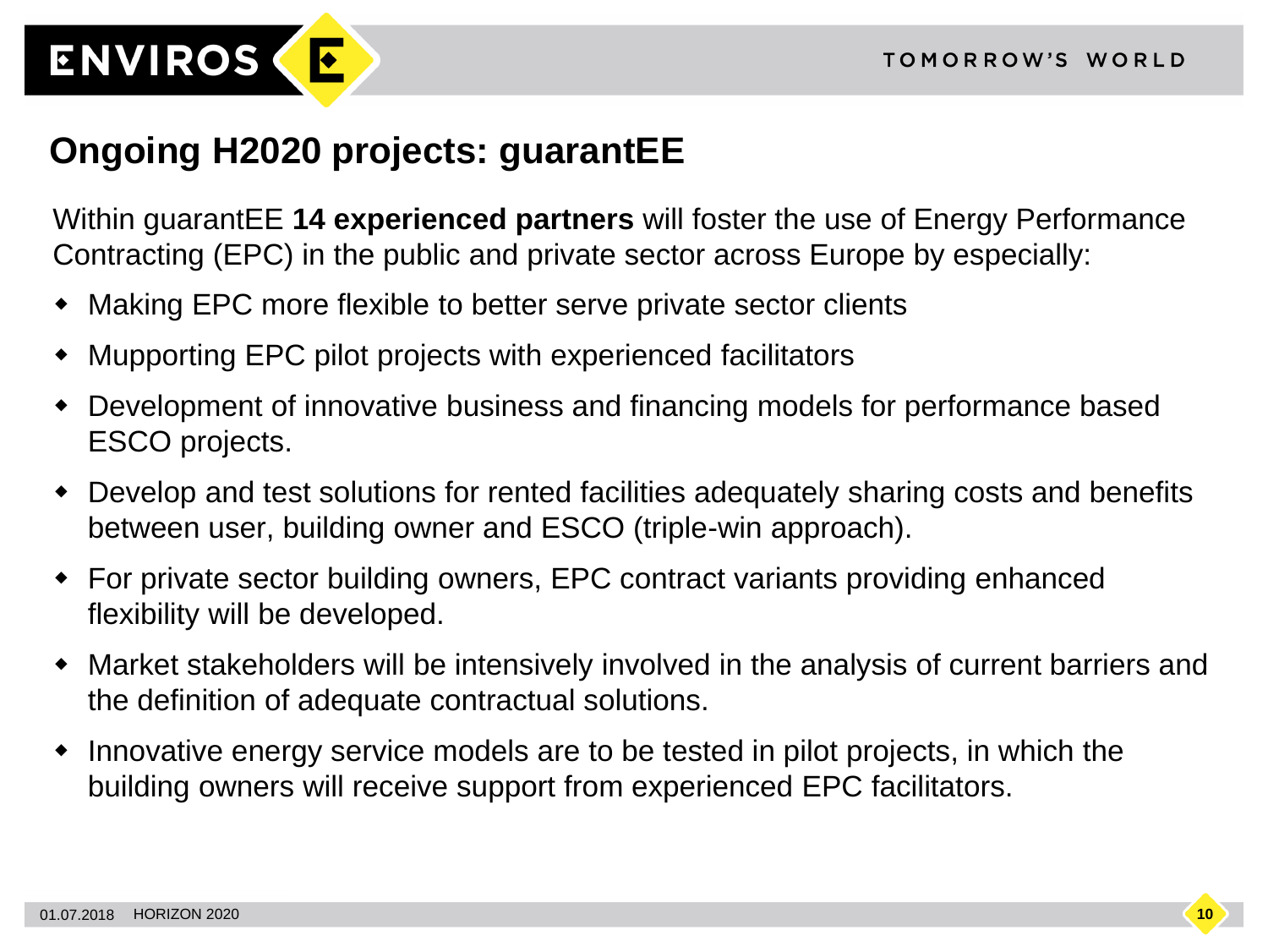## Ongoing H2020 projects: guarantEE

Within guarantEE **14 experienced partners** will foster the use of Energy Performance Contracting (EPC) in the public and private sector across Europe by especially:

- Making EPC more flexible to better serve private sector clients
- Mupporting EPC pilot projects with experienced facilitators
- Development of innovative business and financing models for performance based ESCO projects.
- Develop and test solutions for rented facilities adequately sharing costs and benefits between user, building owner and ESCO (triple-win approach).
- For private sector building owners, EPC contract variants providing enhanced flexibility will be developed.
- Market stakeholders will be intensively involved in the analysis of current barriers and the definition of adequate contractual solutions.
- Innovative energy service models are to be tested in pilot projects, in which the building owners will receive support from experienced EPC facilitators.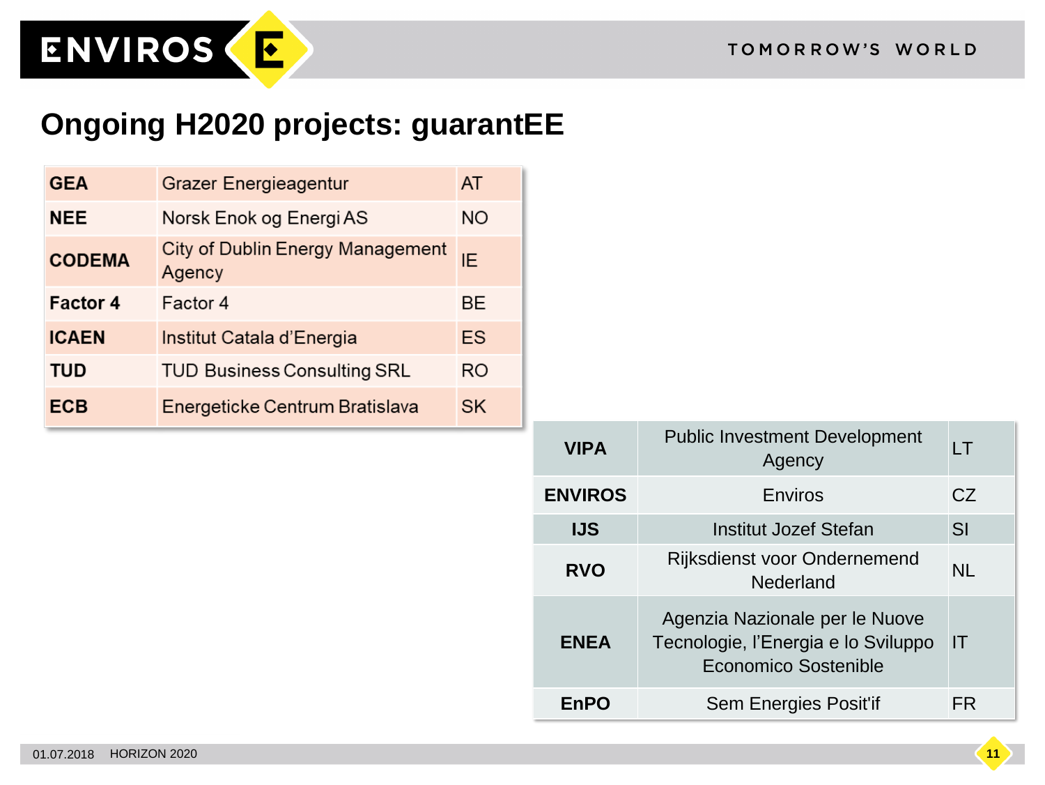# Ongoing H2020 projects: guarantEE

| | | |
|---|---|---|
| **GEA** | Grazer Energieagentur | AT |
| **NEE** | Norsk Enok og Energi AS | NO |
| **CODEMA** | City of Dublin Energy Management Agency | IE |
| **Factor 4** | Factor 4 | BE |
| **ICAEN** | Institut Catala d'Energia | ES |
| **TUD** | TUD Business Consulting SRL | RO |
| **ECB** | Energeticke Centrum Bratislava | SK |

| | | |
|---|---|---|
| **VIPA** | Public Investment Development Agency | LT |
| **ENVIROS** | Enviros | CZ |
| **IJS** | Institut Jozef Stefan | SI |
| **RVO** | Rijksdienst voor Ondernemend Nederland | NL |
| **ENEA** | Agenzia Nazionale per le Nuove Tecnologie, l'Energia e lo Sviluppo Economico Sostenible | IT |
| **EnPO** | Sem Energies Posit'if | FR |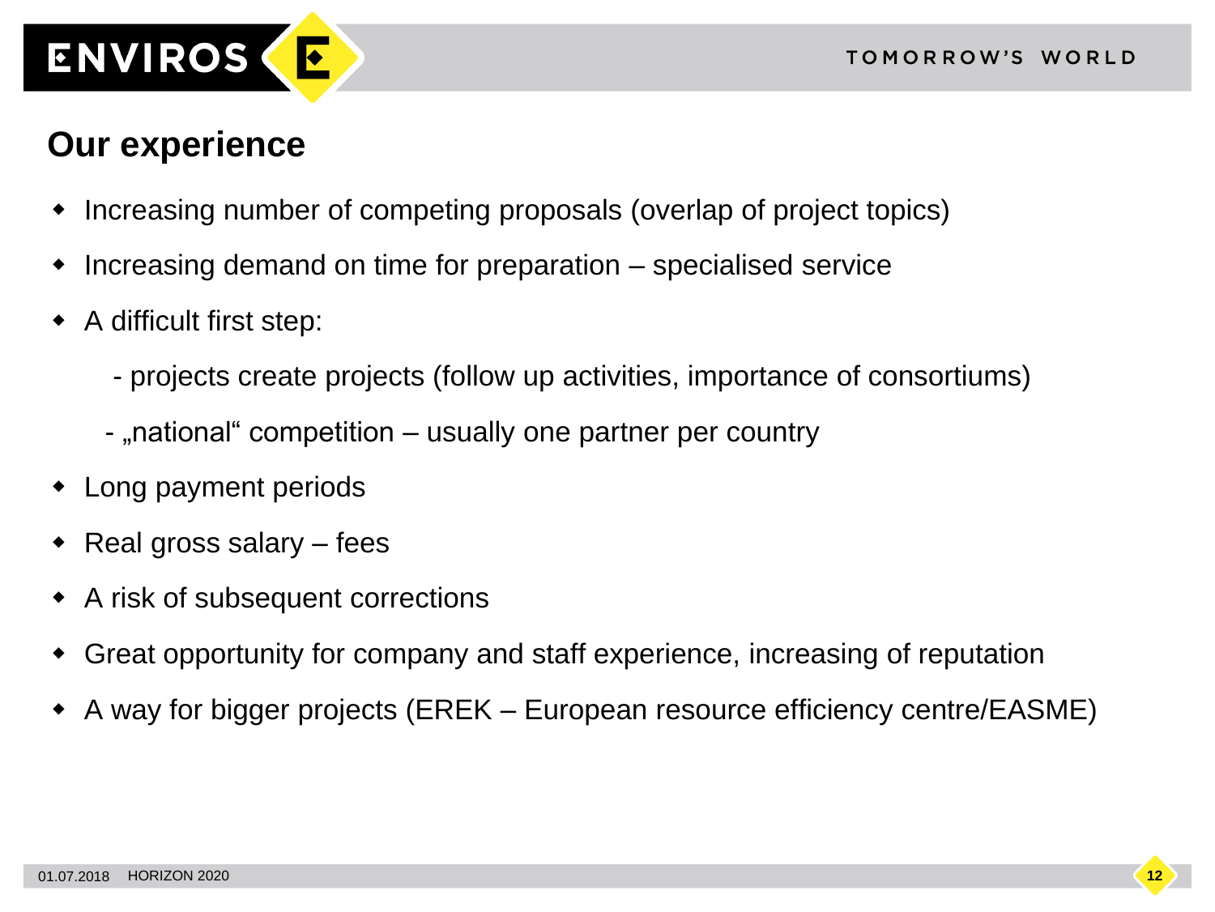## Our experience

- Increasing number of competing proposals (overlap of project topics)
- Increasing demand on time for preparation – specialised service
- A difficult first step:
  - projects create projects (follow up activities, importance of consortiums)
  - „national“ competition – usually one partner per country
- Long payment periods
- Real gross salary – fees
- A risk of subsequent corrections
- Great opportunity for company and staff experience, increasing of reputation
- A way for bigger projects (EREK – European resource efficiency centre/EASME)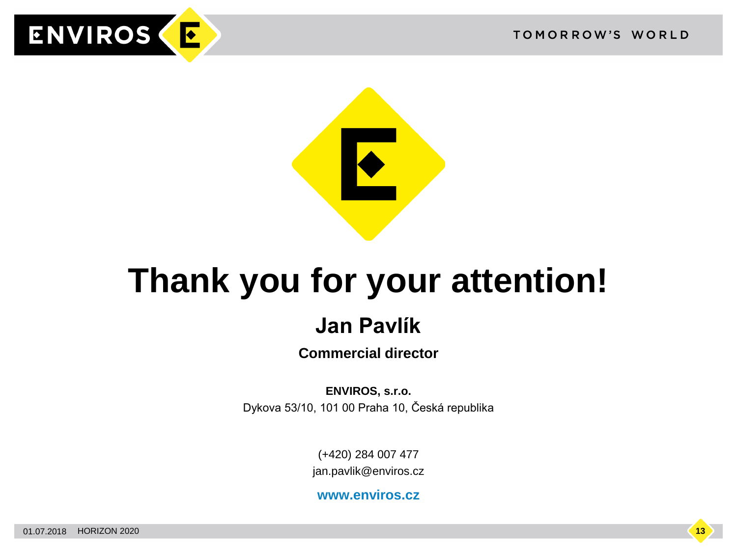# Thank you for your attention!

## Jan Pavlík

**Commercial director**

**ENVIROS, s.r.o.**
Dykova 53/10, 101 00 Praha 10, Česká republika

(+420) 284 007 477
jan.pavlik@enviros.cz

**www.enviros.cz**